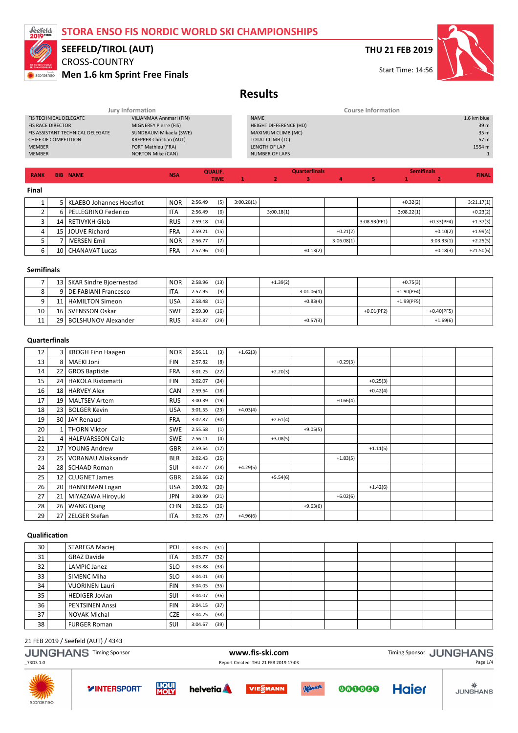# STORA ENSO FIS NORDIC WORLD SKI CHAMPIONSHIPS

## SEEFELD/TIROL (AUT)

CROSS-COUNTRY

**Men 1.6 km Sprint Free Finals**

**THU 21 FEB 2019**

Start Time: 14:56

# Results

| Jury Information | |
|---|---|
| FIS TECHNICAL DELEGATE | VIIJANMAA Annmari (FIN) |
| FIS RACE DIRECTOR | MIGNEREY Pierre (FIS) |
| FIS ASSISTANT TECHNICAL DELEGATE | SUNDBAUM Mikaela (SWE) |
| CHIEF OF COMPETITION | KREPPER Christian (AUT) |
| MEMBER | FORT Mathieu (FRA) |
| MEMBER | NORTON Mike (CAN) |

| Course Information | |
|---|---|
| NAME | 1.6 km blue |
| HEIGHT DIFFERENCE (HD) | 39 m |
| MAXIMUM CLIMB (MC) | 35 m |
| TOTAL CLIMB (TC) | 57 m |
| LENGTH OF LAP | 1554 m |
| NUMBER OF LAPS | 1 |

| RANK | BIB | NAME | NSA | QUALIF. TIME | | Quarterfinals 1 | 2 | 3 | 4 | 5 | Semifinals 1 | 2 | FINAL |
|---|---|---|---|---|---|---|---|---|---|---|---|---|---|
| **Final** | | | | | | | | | | | | | |
| 1 | 5 | KLAEBO Johannes Hoesflot | NOR | 2:56.49 | (5) | 3:00.28(1) | | | | | +0.32(2) | | 3:21.17(1) |
| 2 | 6 | PELLEGRINO Federico | ITA | 2:56.49 | (6) | | 3:00.18(1) | | | | 3:08.22(1) | | +0.23(2) |
| 3 | 14 | RETIVYKH Gleb | RUS | 2:59.18 | (14) | | | | | 3:08.93(PF1) | | +0.33(PF4) | +1.37(3) |
| 4 | 15 | JOUVE Richard | FRA | 2:59.21 | (15) | | | | +0.21(2) | | | +0.10(2) | +1.99(4) |
| 5 | 7 | IVERSEN Emil | NOR | 2:56.77 | (7) | | | | 3:06.08(1) | | | 3:03.33(1) | +2.25(5) |
| 6 | 10 | CHANAVAT Lucas | FRA | 2:57.96 | (10) | | | +0.13(2) | | | | +0.18(3) | +21.50(6) |
| **Semifinals** | | | | | | | | | | | | | |
| 7 | 13 | SKAR Sindre Bjoernestad | NOR | 2:58.96 | (13) | | +1.39(2) | | | | +0.75(3) | | |
| 8 | 9 | DE FABIANI Francesco | ITA | 2:57.95 | (9) | | | 3:01.06(1) | | | +1.90(PF4) | | |
| 9 | 11 | HAMILTON Simeon | USA | 2:58.48 | (11) | | | +0.83(4) | | | +1.99(PF5) | | |
| 10 | 16 | SVENSSON Oskar | SWE | 2:59.30 | (16) | | | | | +0.01(PF2) | | +0.40(PF5) | |
| 11 | 29 | BOLSHUNOV Alexander | RUS | 3:02.87 | (29) | | | +0.57(3) | | | | +1.69(6) | |
| **Quarterfinals** | | | | | | | | | | | | | |
| 12 | 3 | KROGH Finn Haagen | NOR | 2:56.11 | (3) | +1.62(3) | | | | | | | |
| 13 | 8 | MAEKI Joni | FIN | 2:57.82 | (8) | | | | +0.29(3) | | | | |
| 14 | 22 | GROS Baptiste | FRA | 3:01.25 | (22) | | +2.20(3) | | | | | | |
| 15 | 24 | HAKOLA Ristomatti | FIN | 3:02.07 | (24) | | | | | +0.25(3) | | | |
| 16 | 18 | HARVEY Alex | CAN | 2:59.64 | (18) | | | | | +0.42(4) | | | |
| 17 | 19 | MALTSEV Artem | RUS | 3:00.39 | (19) | | | | +0.66(4) | | | | |
| 18 | 23 | BOLGER Kevin | USA | 3:01.55 | (23) | +4.03(4) | | | | | | | |
| 19 | 30 | JAY Renaud | FRA | 3:02.87 | (30) | | +2.61(4) | | | | | | |
| 20 | 1 | THORN Viktor | SWE | 2:55.58 | (1) | | | +9.05(5) | | | | | |
| 21 | 4 | HALFVARSSON Calle | SWE | 2:56.11 | (4) | | +3.08(5) | | | | | | |
| 22 | 17 | YOUNG Andrew | GBR | 2:59.54 | (17) | | | | | +1.11(5) | | | |
| 23 | 25 | VORANAU Aliaksandr | BLR | 3:02.43 | (25) | | | | +1.83(5) | | | | |
| 24 | 28 | SCHAAD Roman | SUI | 3:02.77 | (28) | +4.29(5) | | | | | | | |
| 25 | 12 | CLUGNET James | GBR | 2:58.66 | (12) | | +5.54(6) | | | | | | |
| 26 | 20 | HANNEMAN Logan | USA | 3:00.92 | (20) | | | | | +1.42(6) | | | |
| 27 | 21 | MIYAZAWA Hiroyuki | JPN | 3:00.99 | (21) | | | | +6.02(6) | | | | |
| 28 | 26 | WANG Qiang | CHN | 3:02.63 | (26) | | | +9.63(6) | | | | | |
| 29 | 27 | ZELGER Stefan | ITA | 3:02.76 | (27) | +4.96(6) | | | | | | | |
| **Qualification** | | | | | | | | | | | | | |
| 30 | | STAREGA Maciej | POL | 3:03.05 | (31) | | | | | | | | |
| 31 | | GRAZ Davide | ITA | 3:03.77 | (32) | | | | | | | | |
| 32 | | LAMPIC Janez | SLO | 3:03.88 | (33) | | | | | | | | |
| 33 | | SIMENC Miha | SLO | 3:04.01 | (34) | | | | | | | | |
| 34 | | VUORINEN Lauri | FIN | 3:04.05 | (35) | | | | | | | | |
| 35 | | HEDIGER Jovian | SUI | 3:04.07 | (36) | | | | | | | | |
| 36 | | PENTSINEN Anssi | FIN | 3:04.15 | (37) | | | | | | | | |
| 37 | | NOVAK Michal | CZE | 3:04.25 | (38) | | | | | | | | |
| 38 | | FURGER Roman | SUI | 3:04.67 | (39) | | | | | | | | |

21 FEB 2019 / Seefeld (AUT) / 4343

JUNGHANS Timing Sponsor www.fis-ski.com Timing Sponsor JUNGHANS

_73D3 1.0 Report Created THU 21 FEB 2019 17:03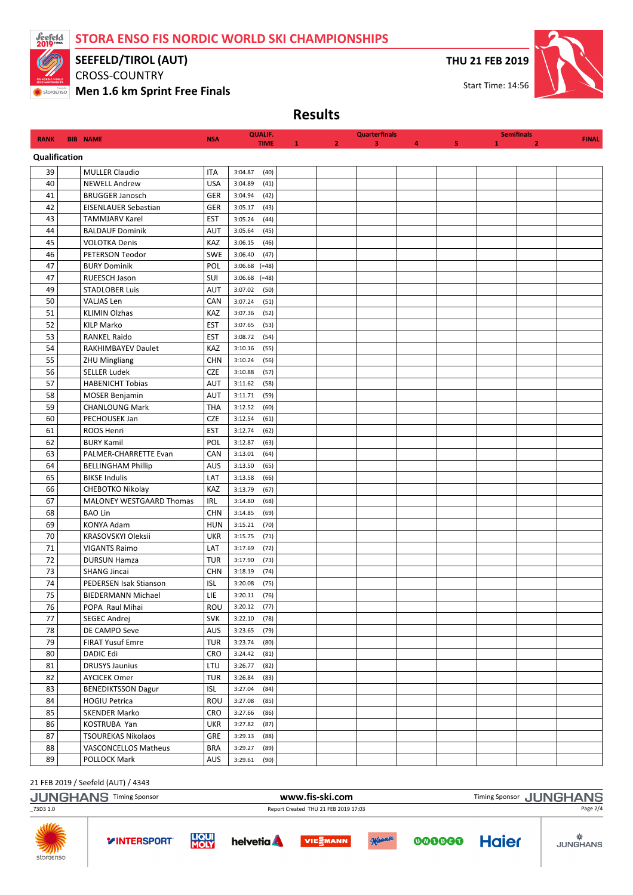# STORA ENSO FIS NORDIC WORLD SKI CHAMPIONSHIPS

## SEEFELD/TIROL (AUT)

CROSS-COUNTRY

**Men 1.6 km Sprint Free Finals**

THU 21 FEB 2019

Start Time: 14:56

## Results

| RANK | BIB | NAME | NSA | QUALIF. TIME | | Quarterfinals 1 | 2 | 3 | 4 | 5 | Semifinals 1 | 2 | FINAL |
|---|---|---|---|---|---|---|---|---|---|---|---|---|---|
| **Qualification** | | | | | | | | | | | | | |
| 39 | | MULLER Claudio | ITA | 3:04.87 | (40) | | | | | | | | |
| 40 | | NEWELL Andrew | USA | 3:04.89 | (41) | | | | | | | | |
| 41 | | BRUGGER Janosch | GER | 3:04.94 | (42) | | | | | | | | |
| 42 | | EISENLAUER Sebastian | GER | 3:05.17 | (43) | | | | | | | | |
| 43 | | TAMMJARV Karel | EST | 3:05.24 | (44) | | | | | | | | |
| 44 | | BALDAUF Dominik | AUT | 3:05.64 | (45) | | | | | | | | |
| 45 | | VOLOTKA Denis | KAZ | 3:06.15 | (46) | | | | | | | | |
| 46 | | PETERSON Teodor | SWE | 3:06.40 | (47) | | | | | | | | |
| 47 | | BURY Dominik | POL | 3:06.68 | (=48) | | | | | | | | |
| 47 | | RUEESCH Jason | SUI | 3:06.68 | (=48) | | | | | | | | |
| 49 | | STADLOBER Luis | AUT | 3:07.02 | (50) | | | | | | | | |
| 50 | | VALJAS Len | CAN | 3:07.24 | (51) | | | | | | | | |
| 51 | | KLIMIN Olzhas | KAZ | 3:07.36 | (52) | | | | | | | | |
| 52 | | KILP Marko | EST | 3:07.65 | (53) | | | | | | | | |
| 53 | | RANKEL Raido | EST | 3:08.72 | (54) | | | | | | | | |
| 54 | | RAKHIMBAYEV Daulet | KAZ | 3:10.16 | (55) | | | | | | | | |
| 55 | | ZHU Mingliang | CHN | 3:10.24 | (56) | | | | | | | | |
| 56 | | SELLER Ludek | CZE | 3:10.88 | (57) | | | | | | | | |
| 57 | | HABENICHT Tobias | AUT | 3:11.62 | (58) | | | | | | | | |
| 58 | | MOSER Benjamin | AUT | 3:11.71 | (59) | | | | | | | | |
| 59 | | CHANLOUNG Mark | THA | 3:12.52 | (60) | | | | | | | | |
| 60 | | PECHOUSEK Jan | CZE | 3:12.54 | (61) | | | | | | | | |
| 61 | | ROOS Henri | EST | 3:12.74 | (62) | | | | | | | | |
| 62 | | BURY Kamil | POL | 3:12.87 | (63) | | | | | | | | |
| 63 | | PALMER-CHARRETTE Evan | CAN | 3:13.01 | (64) | | | | | | | | |
| 64 | | BELLINGHAM Phillip | AUS | 3:13.50 | (65) | | | | | | | | |
| 65 | | BIKSE Indulis | LAT | 3:13.58 | (66) | | | | | | | | |
| 66 | | CHEBOTKO Nikolay | KAZ | 3:13.79 | (67) | | | | | | | | |
| 67 | | MALONEY WESTGAARD Thomas | IRL | 3:14.80 | (68) | | | | | | | | |
| 68 | | BAO Lin | CHN | 3:14.85 | (69) | | | | | | | | |
| 69 | | KONYA Adam | HUN | 3:15.21 | (70) | | | | | | | | |
| 70 | | KRASOVSKYI Oleksii | UKR | 3:15.75 | (71) | | | | | | | | |
| 71 | | VIGANTS Raimo | LAT | 3:17.69 | (72) | | | | | | | | |
| 72 | | DURSUN Hamza | TUR | 3:17.90 | (73) | | | | | | | | |
| 73 | | SHANG Jincai | CHN | 3:18.19 | (74) | | | | | | | | |
| 74 | | PEDERSEN Isak Stianson | ISL | 3:20.08 | (75) | | | | | | | | |
| 75 | | BIEDERMANN Michael | LIE | 3:20.11 | (76) | | | | | | | | |
| 76 | | POPA Raul Mihai | ROU | 3:20.12 | (77) | | | | | | | | |
| 77 | | SEGEC Andrej | SVK | 3:22.10 | (78) | | | | | | | | |
| 78 | | DE CAMPO Seve | AUS | 3:23.65 | (79) | | | | | | | | |
| 79 | | FIRAT Yusuf Emre | TUR | 3:23.74 | (80) | | | | | | | | |
| 80 | | DADIC Edi | CRO | 3:24.42 | (81) | | | | | | | | |
| 81 | | DRUSYS Jaunius | LTU | 3:26.77 | (82) | | | | | | | | |
| 82 | | AYCICEK Omer | TUR | 3:26.84 | (83) | | | | | | | | |
| 83 | | BENEDIKTSSON Dagur | ISL | 3:27.04 | (84) | | | | | | | | |
| 84 | | HOGIU Petrica | ROU | 3:27.08 | (85) | | | | | | | | |
| 85 | | SKENDER Marko | CRO | 3:27.66 | (86) | | | | | | | | |
| 86 | | KOSTRUBA Yan | UKR | 3:27.82 | (87) | | | | | | | | |
| 87 | | TSOUREKAS Nikolaos | GRE | 3:29.13 | (88) | | | | | | | | |
| 88 | | VASCONCELLOS Matheus | BRA | 3:29.27 | (89) | | | | | | | | |
| 89 | | POLLOCK Mark | AUS | 3:29.61 | (90) | | | | | | | | |

21 FEB 2019 / Seefeld (AUT) / 4343

www.fis-ski.com

_73D3 1.0 Report Created THU 21 FEB 2019 17:03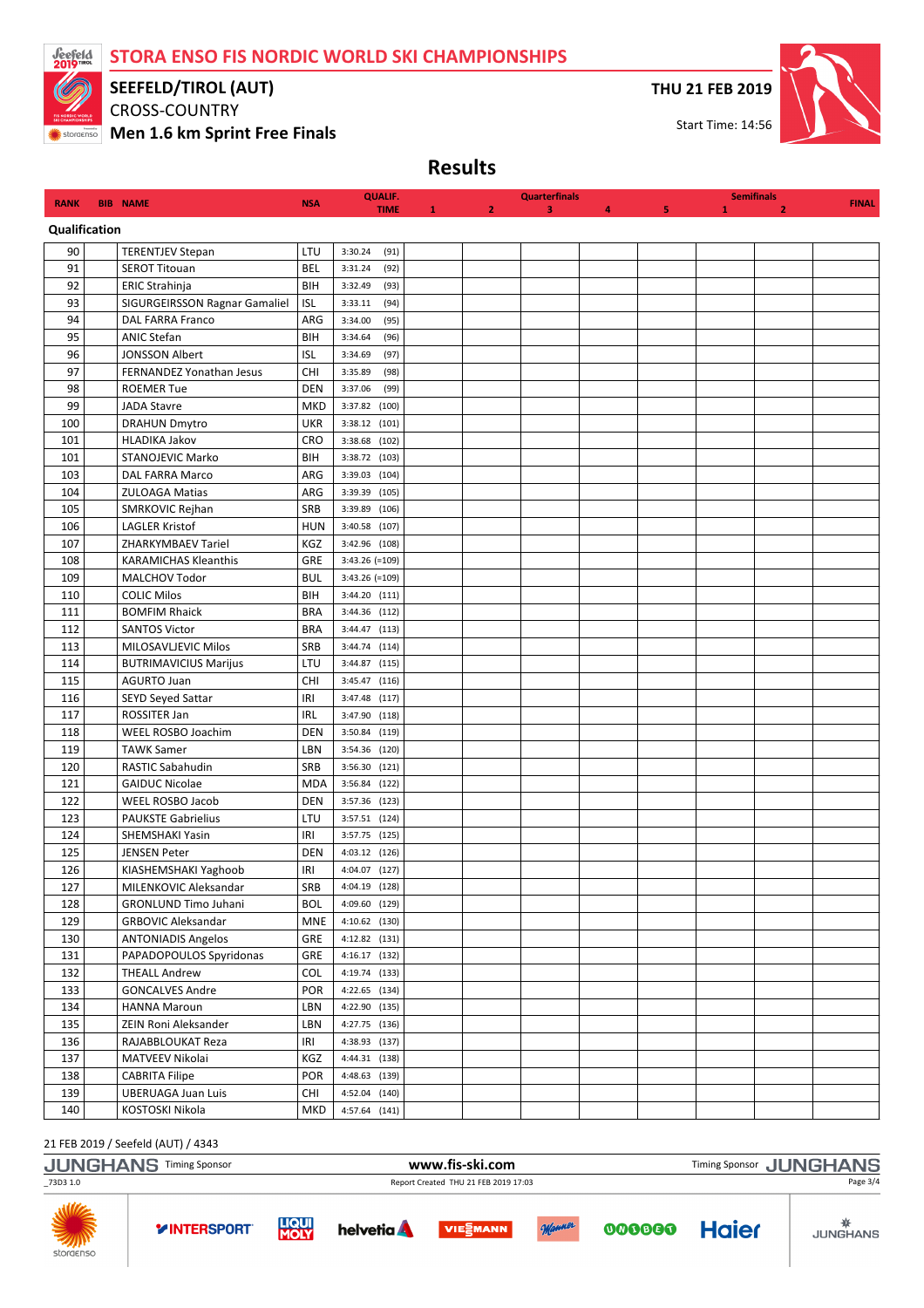# STORA ENSO FIS NORDIC WORLD SKI CHAMPIONSHIPS

## SEEFELD/TIROL (AUT)

CROSS-COUNTRY

**Men 1.6 km Sprint Free Finals**

**THU 21 FEB 2019**

Start Time: 14:56

## Results

| RANK | BIB | NAME | NSA | QUALIF. TIME | Quarterfinals 1 | 2 | 3 | 4 | 5 | Semifinals 1 | 2 | FINAL |
|---|---|---|---|---|---|---|---|---|---|---|---|---|
| **Qualification** | | | | | | | | | | | | |
| 90 | | TERENTJEV Stepan | LTU | 3:30.24 (91) | | | | | | | | |
| 91 | | SEROT Titouan | BEL | 3:31.24 (92) | | | | | | | | |
| 92 | | ERIC Strahinja | BIH | 3:32.49 (93) | | | | | | | | |
| 93 | | SIGURGEIRSSON Ragnar Gamaliel | ISL | 3:33.11 (94) | | | | | | | | |
| 94 | | DAL FARRA Franco | ARG | 3:34.00 (95) | | | | | | | | |
| 95 | | ANIC Stefan | BIH | 3:34.64 (96) | | | | | | | | |
| 96 | | JONSSON Albert | ISL | 3:34.69 (97) | | | | | | | | |
| 97 | | FERNANDEZ Yonathan Jesus | CHI | 3:35.89 (98) | | | | | | | | |
| 98 | | ROEMER Tue | DEN | 3:37.06 (99) | | | | | | | | |
| 99 | | JADA Stavre | MKD | 3:37.82 (100) | | | | | | | | |
| 100 | | DRAHUN Dmytro | UKR | 3:38.12 (101) | | | | | | | | |
| 101 | | HLADIKA Jakov | CRO | 3:38.68 (102) | | | | | | | | |
| 101 | | STANOJEVIC Marko | BIH | 3:38.72 (103) | | | | | | | | |
| 103 | | DAL FARRA Marco | ARG | 3:39.03 (104) | | | | | | | | |
| 104 | | ZULOAGA Matias | ARG | 3:39.39 (105) | | | | | | | | |
| 105 | | SMRKOVIC Rejhan | SRB | 3:39.89 (106) | | | | | | | | |
| 106 | | LAGLER Kristof | HUN | 3:40.58 (107) | | | | | | | | |
| 107 | | ZHARKYMBAEV Tariel | KGZ | 3:42.96 (108) | | | | | | | | |
| 108 | | KARAMICHAS Kleanthis | GRE | 3:43.26 (=109) | | | | | | | | |
| 109 | | MALCHOV Todor | BUL | 3:43.26 (=109) | | | | | | | | |
| 110 | | COLIC Milos | BIH | 3:44.20 (111) | | | | | | | | |
| 111 | | BOMFIM Rhaick | BRA | 3:44.36 (112) | | | | | | | | |
| 112 | | SANTOS Victor | BRA | 3:44.47 (113) | | | | | | | | |
| 113 | | MILOSAVLJEVIC Milos | SRB | 3:44.74 (114) | | | | | | | | |
| 114 | | BUTRIMAVICIUS Marijus | LTU | 3:44.87 (115) | | | | | | | | |
| 115 | | AGURTO Juan | CHI | 3:45.47 (116) | | | | | | | | |
| 116 | | SEYD Seyed Sattar | IRI | 3:47.48 (117) | | | | | | | | |
| 117 | | ROSSITER Jan | IRL | 3:47.90 (118) | | | | | | | | |
| 118 | | WEEL ROSBO Joachim | DEN | 3:50.84 (119) | | | | | | | | |
| 119 | | TAWK Samer | LBN | 3:54.36 (120) | | | | | | | | |
| 120 | | RASTIC Sabahudin | SRB | 3:56.30 (121) | | | | | | | | |
| 121 | | GAIDUC Nicolae | MDA | 3:56.84 (122) | | | | | | | | |
| 122 | | WEEL ROSBO Jacob | DEN | 3:57.36 (123) | | | | | | | | |
| 123 | | PAUKSTE Gabrielius | LTU | 3:57.51 (124) | | | | | | | | |
| 124 | | SHEMSHAKI Yasin | IRI | 3:57.75 (125) | | | | | | | | |
| 125 | | JENSEN Peter | DEN | 4:03.12 (126) | | | | | | | | |
| 126 | | KIASHEMSHAKI Yaghoob | IRI | 4:04.07 (127) | | | | | | | | |
| 127 | | MILENKOVIC Aleksandar | SRB | 4:04.19 (128) | | | | | | | | |
| 128 | | GRONLUND Timo Juhani | BOL | 4:09.60 (129) | | | | | | | | |
| 129 | | GRBOVIC Aleksandar | MNE | 4:10.62 (130) | | | | | | | | |
| 130 | | ANTONIADIS Angelos | GRE | 4:12.82 (131) | | | | | | | | |
| 131 | | PAPADOPOULOS Spyridonas | GRE | 4:16.17 (132) | | | | | | | | |
| 132 | | THEALL Andrew | COL | 4:19.74 (133) | | | | | | | | |
| 133 | | GONCALVES Andre | POR | 4:22.65 (134) | | | | | | | | |
| 134 | | HANNA Maroun | LBN | 4:22.90 (135) | | | | | | | | |
| 135 | | ZEIN Roni Aleksander | LBN | 4:27.75 (136) | | | | | | | | |
| 136 | | RAJABBLOUKAT Reza | IRI | 4:38.93 (137) | | | | | | | | |
| 137 | | MATVEEV Nikolai | KGZ | 4:44.31 (138) | | | | | | | | |
| 138 | | CABRITA Filipe | POR | 4:48.63 (139) | | | | | | | | |
| 139 | | UBERUAGA Juan Luis | CHI | 4:52.04 (140) | | | | | | | | |
| 140 | | KOSTOSKI Nikola | MKD | 4:57.64 (141) | | | | | | | | |

21 FEB 2019 / Seefeld (AUT) / 4343

www.fis-ski.com

_73D3 1.0 Report Created THU 21 FEB 2019 17:03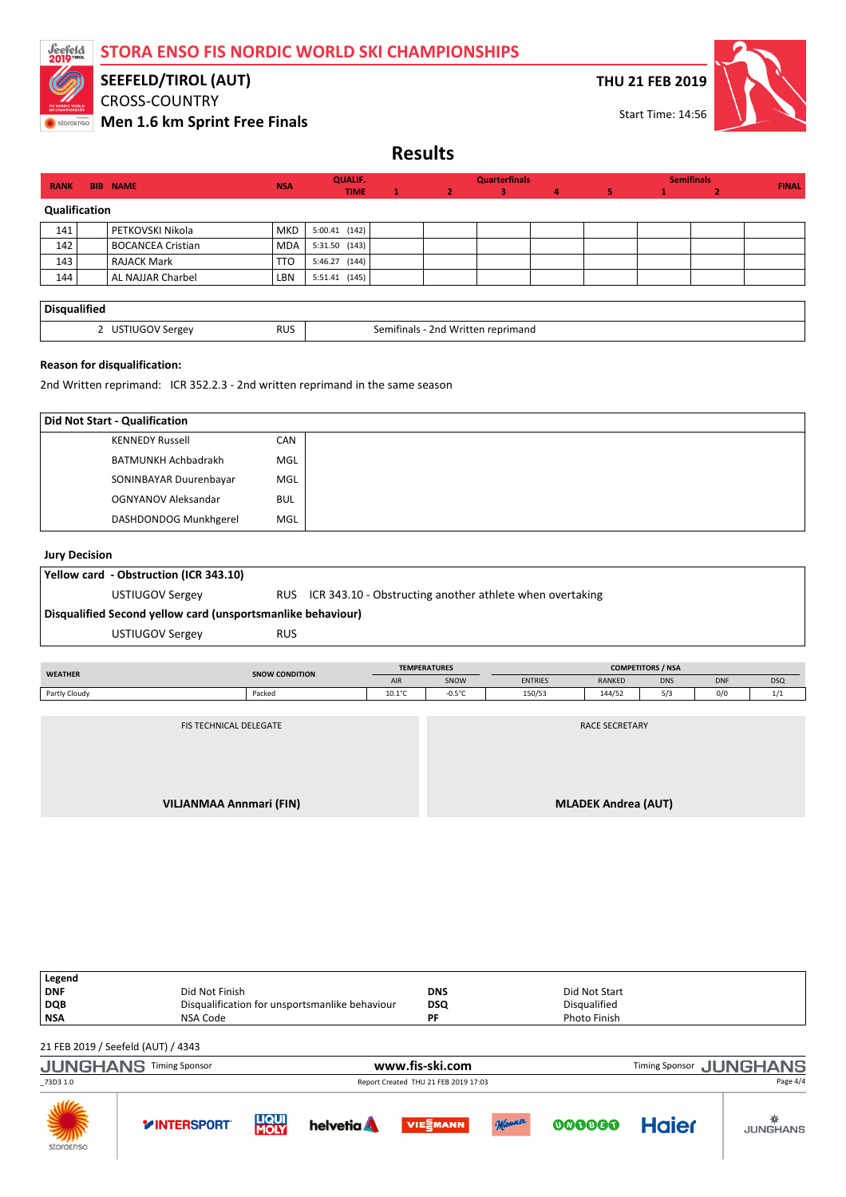# STORA ENSO FIS NORDIC WORLD SKI CHAMPIONSHIPS

**SEEFELD/TIROL (AUT)**

CROSS-COUNTRY

**Men 1.6 km Sprint Free Finals**

**THU 21 FEB 2019**

Start Time: 14:56

## Results

| RANK | BIB | NAME | NSA | QUALIF. TIME | Quarterfinals 1 | 2 | 3 | 4 | 5 | Semifinals 1 | 2 | FINAL |
|---|---|---|---|---|---|---|---|---|---|---|---|---|
| **Qualification** | | | | | | | | | | | | |
| 141 | | PETKOVSKI Nikola | MKD | 5:00.41 (142) | | | | | | | | |
| 142 | | BOCANCEA Cristian | MDA | 5:31.50 (143) | | | | | | | | |
| 143 | | RAJACK Mark | TTO | 5:46.27 (144) | | | | | | | | |
| 144 | | AL NAJJAR Charbel | LBN | 5:51.41 (145) | | | | | | | | |

**Disqualified**

| BIB | NAME | NSA | |
|---|---|---|---|
| 2 | USTIUGOV Sergey | RUS | Semifinals - 2nd Written reprimand |

**Reason for disqualification:**

2nd Written reprimand: ICR 352.2.3 - 2nd written reprimand in the same season

**Did Not Start - Qualification**

| NAME | NSA |
|---|---|
| KENNEDY Russell | CAN |
| BATMUNKH Achbadrakh | MGL |
| SONINBAYAR Duurenbayar | MGL |
| OGNYANOV Aleksandar | BUL |
| DASHDONDOG Munkhgerel | MGL |

**Jury Decision**

**Yellow card - Obstruction (ICR 343.10)**

USTIUGOV Sergey — RUS — ICR 343.10 - Obstructing another athlete when overtaking

**Disqualified Second yellow card (unsportsmanlike behaviour)**

USTIUGOV Sergey — RUS

| WEATHER | SNOW CONDITION | TEMPERATURES AIR | TEMPERATURES SNOW | COMPETITORS / NSA ENTRIES | RANKED | DNS | DNF | DSQ |
|---|---|---|---|---|---|---|---|---|
| Partly Cloudy | Packed | 10.1°C | -0.5°C | 150/53 | 144/52 | 5/3 | 0/0 | 1/1 |

FIS TECHNICAL DELEGATE: **VILJANMAA Annmari (FIN)**

RACE SECRETARY: **MLADEK Andrea (AUT)**

**Legend**

| | | | |
|---|---|---|---|
| **DNF** | Did Not Finish | **DNS** | Did Not Start |
| **DQB** | Disqualification for unsportsmanlike behaviour | **DSQ** | Disqualified |
| **NSA** | NSA Code | **PF** | Photo Finish |

21 FEB 2019 / Seefeld (AUT) / 4343

_73D3 1.0 — Report Created THU 21 FEB 2019 17:03